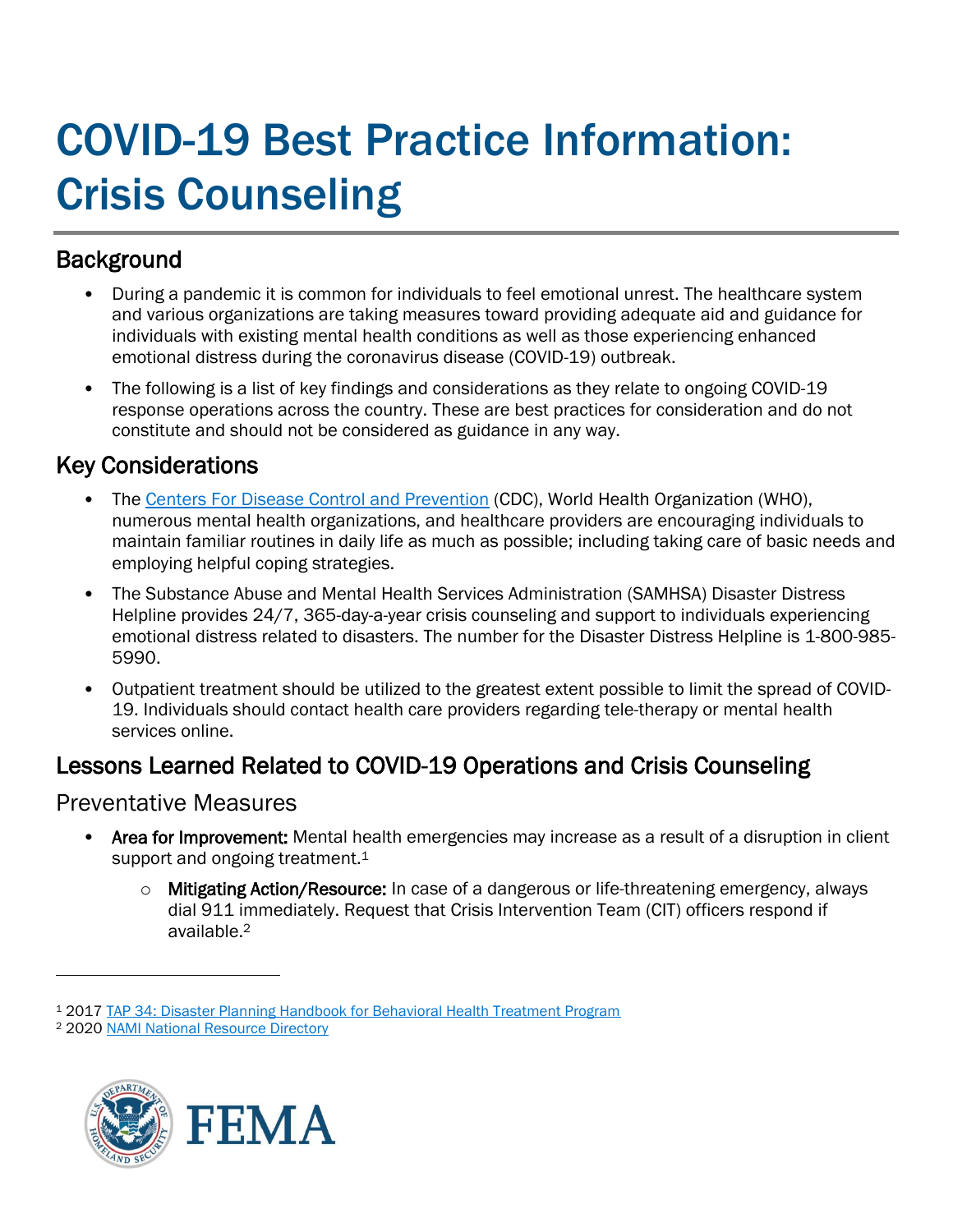# COVID-19 Best Practice Information: Crisis Counseling

## Background

- During a pandemic it is common for individuals to feel emotional unrest. The healthcare system and various organizations are taking measures toward providing adequate aid and guidance for individuals with existing mental health conditions as well as those experiencing enhanced emotional distress during the coronavirus disease (COVID-19) outbreak.
- The following is a list of key findings and considerations as they relate to ongoing COVID-19 response operations across the country. These are best practices for consideration and do not constitute and should not be considered as guidance in any way.

## Key Considerations

- The Centers For Disease Control and Prevention (CDC), World Health Organization (WHO), numerous mental health organizations, and healthcare providers are encouraging individuals to maintain familiar routines in daily life as much as possible; including taking care of basic needs and employing helpful coping strategies.
- The Substance Abuse and Mental Health Services Administration (SAMHSA) Disaster Distress Helpline provides 24/7, 365-day-a-year crisis counseling and support to individuals experiencing emotional distress related to disasters. The number for the Disaster Distress Helpline is 1-800-985-5990.
- Outpatient treatment should be utilized to the greatest extent possible to limit the spread of COVID-19. Individuals should contact health care providers regarding tele-therapy or mental health services online.

## Lessons Learned Related to COVID-19 Operations and Crisis Counseling

### Preventative Measures

- **Area for Improvement:** Mental health emergencies may increase as a result of a disruption in client support and ongoing treatment.[1]
  - **Mitigating Action/Resource:** In case of a dangerous or life-threatening emergency, always dial 911 immediately. Request that Crisis Intervention Team (CIT) officers respond if available.[2]

---

[1] 2017 TAP 34: Disaster Planning Handbook for Behavioral Health Treatment Program

[2] 2020 NAMI National Resource Directory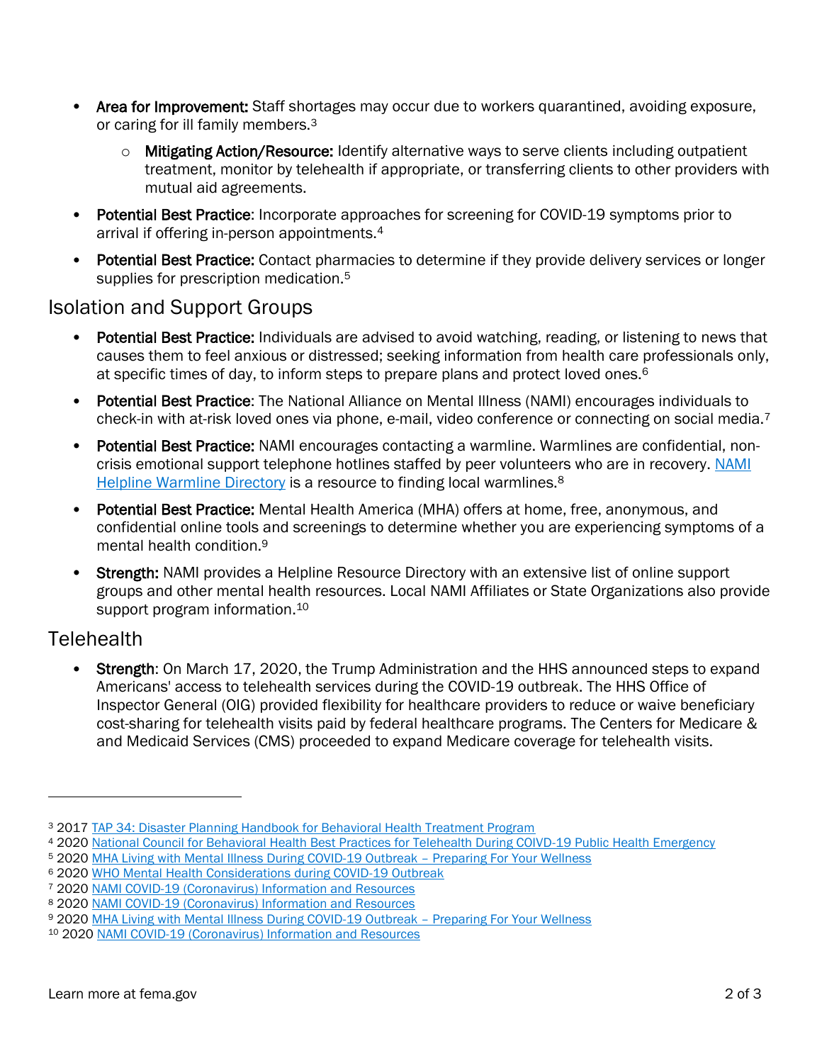- **Area for Improvement:** Staff shortages may occur due to workers quarantined, avoiding exposure, or caring for ill family members.[3]
  - **Mitigating Action/Resource:** Identify alternative ways to serve clients including outpatient treatment, monitor by telehealth if appropriate, or transferring clients to other providers with mutual aid agreements.
- **Potential Best Practice**: Incorporate approaches for screening for COVID-19 symptoms prior to arrival if offering in-person appointments.[4]
- **Potential Best Practice:** Contact pharmacies to determine if they provide delivery services or longer supplies for prescription medication.[5]

## Isolation and Support Groups

- **Potential Best Practice:** Individuals are advised to avoid watching, reading, or listening to news that causes them to feel anxious or distressed; seeking information from health care professionals only, at specific times of day, to inform steps to prepare plans and protect loved ones.[6]
- **Potential Best Practice**: The National Alliance on Mental Illness (NAMI) encourages individuals to check-in with at-risk loved ones via phone, e-mail, video conference or connecting on social media.[7]
- **Potential Best Practice:** NAMI encourages contacting a warmline. Warmlines are confidential, non-crisis emotional support telephone hotlines staffed by peer volunteers who are in recovery. NAMI Helpline Warmline Directory is a resource to finding local warmlines.[8]
- **Potential Best Practice:** Mental Health America (MHA) offers at home, free, anonymous, and confidential online tools and screenings to determine whether you are experiencing symptoms of a mental health condition.[9]
- **Strength:** NAMI provides a Helpline Resource Directory with an extensive list of online support groups and other mental health resources. Local NAMI Affiliates or State Organizations also provide support program information.[10]

## Telehealth

- **Strength**: On March 17, 2020, the Trump Administration and the HHS announced steps to expand Americans' access to telehealth services during the COVID-19 outbreak. The HHS Office of Inspector General (OIG) provided flexibility for healthcare providers to reduce or waive beneficiary cost-sharing for telehealth visits paid by federal healthcare programs. The Centers for Medicare & and Medicaid Services (CMS) proceeded to expand Medicare coverage for telehealth visits.

---

[3] 2017 TAP 34: Disaster Planning Handbook for Behavioral Health Treatment Program
[4] 2020 National Council for Behavioral Health Best Practices for Telehealth During COIVD-19 Public Health Emergency
[5] 2020 MHA Living with Mental Illness During COVID-19 Outbreak – Preparing For Your Wellness
[6] 2020 WHO Mental Health Considerations during COVID-19 Outbreak
[7] 2020 NAMI COVID-19 (Coronavirus) Information and Resources
[8] 2020 NAMI COVID-19 (Coronavirus) Information and Resources
[9] 2020 MHA Living with Mental Illness During COVID-19 Outbreak – Preparing For Your Wellness
[10] 2020 NAMI COVID-19 (Coronavirus) Information and Resources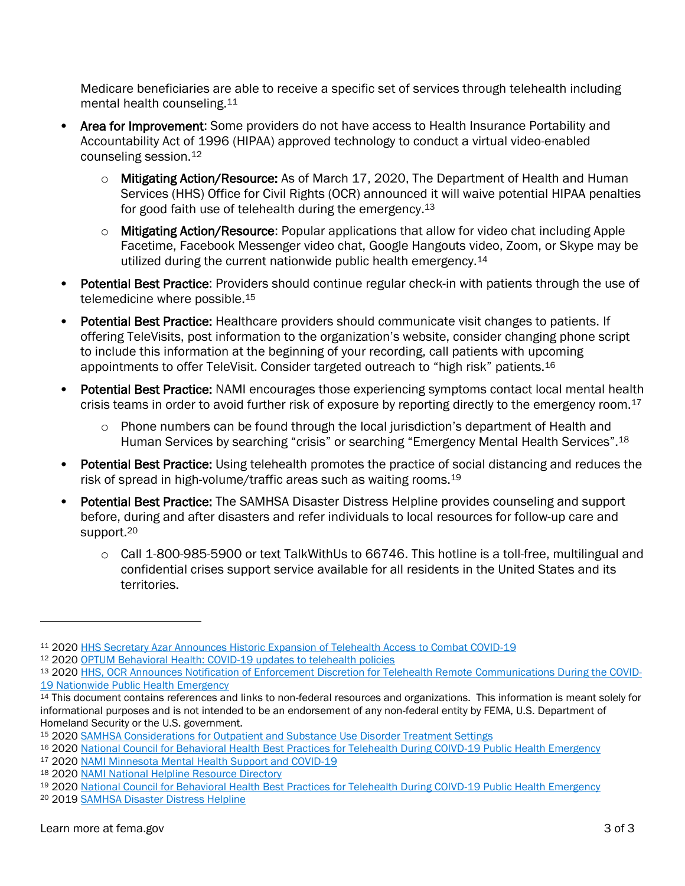Medicare beneficiaries are able to receive a specific set of services through telehealth including mental health counseling.[11]

- **Area for Improvement**: Some providers do not have access to Health Insurance Portability and Accountability Act of 1996 (HIPAA) approved technology to conduct a virtual video-enabled counseling session.[12]
  - **Mitigating Action/Resource:** As of March 17, 2020, The Department of Health and Human Services (HHS) Office for Civil Rights (OCR) announced it will waive potential HIPAA penalties for good faith use of telehealth during the emergency.[13]
  - **Mitigating Action/Resource**: Popular applications that allow for video chat including Apple Facetime, Facebook Messenger video chat, Google Hangouts video, Zoom, or Skype may be utilized during the current nationwide public health emergency.[14]
- **Potential Best Practice**: Providers should continue regular check-in with patients through the use of telemedicine where possible.[15]
- **Potential Best Practice:** Healthcare providers should communicate visit changes to patients. If offering TeleVisits, post information to the organization's website, consider changing phone script to include this information at the beginning of your recording, call patients with upcoming appointments to offer TeleVisit. Consider targeted outreach to "high risk" patients.[16]
- **Potential Best Practice:** NAMI encourages those experiencing symptoms contact local mental health crisis teams in order to avoid further risk of exposure by reporting directly to the emergency room.[17]
  - Phone numbers can be found through the local jurisdiction's department of Health and Human Services by searching "crisis" or searching "Emergency Mental Health Services".[18]
- **Potential Best Practice:** Using telehealth promotes the practice of social distancing and reduces the risk of spread in high-volume/traffic areas such as waiting rooms.[19]
- **Potential Best Practice:** The SAMHSA Disaster Distress Helpline provides counseling and support before, during and after disasters and refer individuals to local resources for follow-up care and support.[20]
  - Call 1-800-985-5900 or text TalkWithUs to 66746. This hotline is a toll-free, multilingual and confidential crises support service available for all residents in the United States and its territories.

---

[11] 2020 HHS Secretary Azar Announces Historic Expansion of Telehealth Access to Combat COVID-19

[12] 2020 OPTUM Behavioral Health: COVID-19 updates to telehealth policies

[13] 2020 HHS, OCR Announces Notification of Enforcement Discretion for Telehealth Remote Communications During the COVID-19 Nationwide Public Health Emergency

[14] This document contains references and links to non-federal resources and organizations. This information is meant solely for informational purposes and is not intended to be an endorsement of any non-federal entity by FEMA, U.S. Department of Homeland Security or the U.S. government.

[15] 2020 SAMHSA Considerations for Outpatient and Substance Use Disorder Treatment Settings

[16] 2020 National Council for Behavioral Health Best Practices for Telehealth During COIVD-19 Public Health Emergency

[17] 2020 NAMI Minnesota Mental Health Support and COVID-19

[18] 2020 NAMI National Helpline Resource Directory

[19] 2020 National Council for Behavioral Health Best Practices for Telehealth During COIVD-19 Public Health Emergency

[20] 2019 SAMHSA Disaster Distress Helpline

Learn more at fema.gov